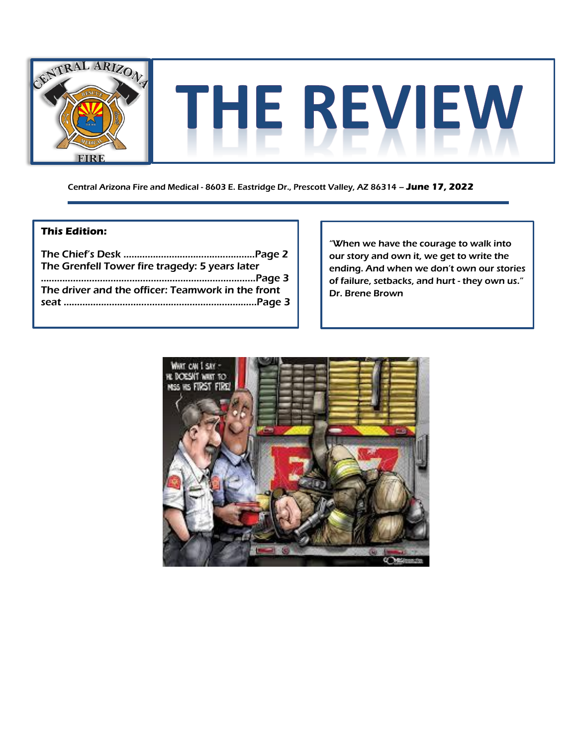# THE REVIEW

Central Arizona Fire and Medical - 8603 E. Eastridge Dr., Prescott Valley, AZ 86314 – **June 17, 2022**

***This Edition:***

The Chief's Desk ................................................Page 2
The Grenfell Tower fire tragedy: 5 years later ..............................................................................Page 3
The driver and the officer: Teamwork in the front seat .......................................................................Page 3

"When we have the courage to walk into our story and own it, we get to write the ending. And when we don't own our stories of failure, setbacks, and hurt - they own us." Dr. Brene Brown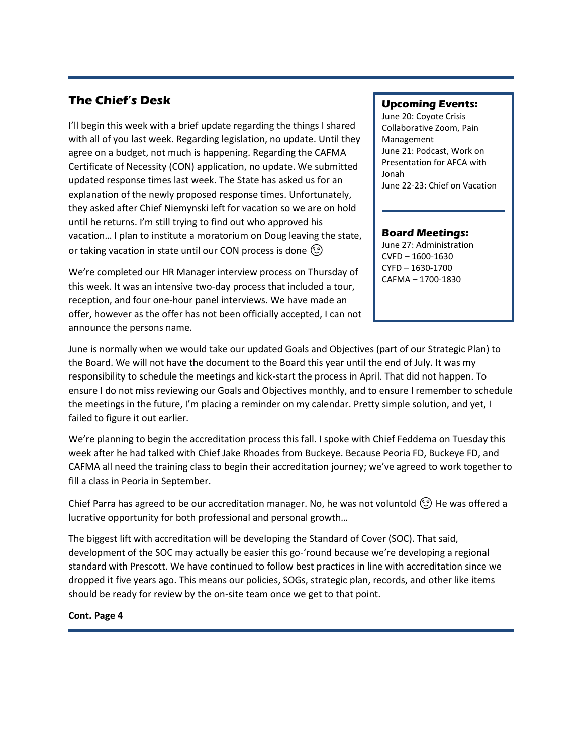## The Chief's Desk

I'll begin this week with a brief update regarding the things I shared with all of you last week. Regarding legislation, no update. Until they agree on a budget, not much is happening. Regarding the CAFMA Certificate of Necessity (CON) application, no update. We submitted updated response times last week. The State has asked us for an explanation of the newly proposed response times. Unfortunately, they asked after Chief Niemynski left for vacation so we are on hold until he returns. I'm still trying to find out who approved his vacation… I plan to institute a moratorium on Doug leaving the state, or taking vacation in state until our CON process is done 😉

We're completed our HR Manager interview process on Thursday of this week. It was an intensive two-day process that included a tour, reception, and four one-hour panel interviews. We have made an offer, however as the offer has not been officially accepted, I can not announce the persons name.

### Upcoming Events:

June 20: Coyote Crisis Collaborative Zoom, Pain Management
June 21: Podcast, Work on Presentation for AFCA with Jonah
June 22-23: Chief on Vacation

### Board Meetings:

June 27: Administration
CVFD – 1600-1630
CYFD – 1630-1700
CAFMA – 1700-1830

June is normally when we would take our updated Goals and Objectives (part of our Strategic Plan) to the Board. We will not have the document to the Board this year until the end of July. It was my responsibility to schedule the meetings and kick-start the process in April. That did not happen. To ensure I do not miss reviewing our Goals and Objectives monthly, and to ensure I remember to schedule the meetings in the future, I'm placing a reminder on my calendar. Pretty simple solution, and yet, I failed to figure it out earlier.

We're planning to begin the accreditation process this fall. I spoke with Chief Feddema on Tuesday this week after he had talked with Chief Jake Rhoades from Buckeye. Because Peoria FD, Buckeye FD, and CAFMA all need the training class to begin their accreditation journey; we've agreed to work together to fill a class in Peoria in September.

Chief Parra has agreed to be our accreditation manager. No, he was not voluntold 😉 He was offered a lucrative opportunity for both professional and personal growth…

The biggest lift with accreditation will be developing the Standard of Cover (SOC). That said, development of the SOC may actually be easier this go-'round because we're developing a regional standard with Prescott. We have continued to follow best practices in line with accreditation since we dropped it five years ago. This means our policies, SOGs, strategic plan, records, and other like items should be ready for review by the on-site team once we get to that point.

**Cont. Page 4**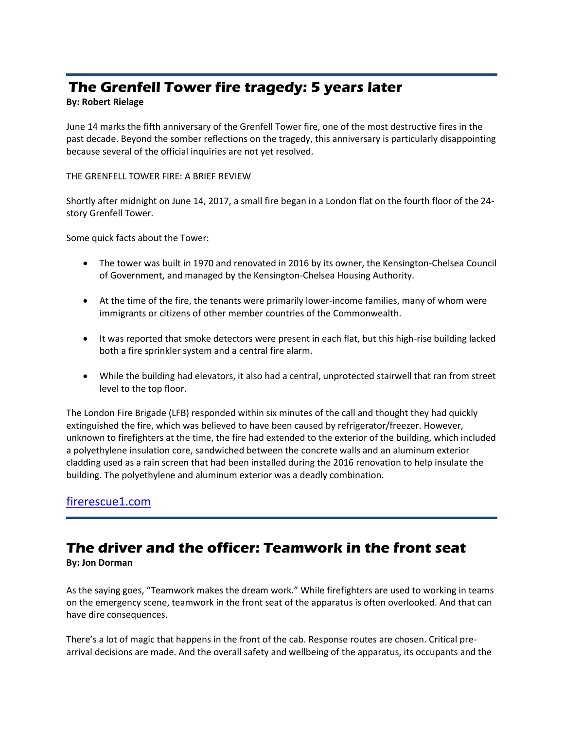## The Grenfell Tower fire tragedy: 5 years later

**By: Robert Rielage**

June 14 marks the fifth anniversary of the Grenfell Tower fire, one of the most destructive fires in the past decade. Beyond the somber reflections on the tragedy, this anniversary is particularly disappointing because several of the official inquiries are not yet resolved.

THE GRENFELL TOWER FIRE: A BRIEF REVIEW

Shortly after midnight on June 14, 2017, a small fire began in a London flat on the fourth floor of the 24-story Grenfell Tower.

Some quick facts about the Tower:

- The tower was built in 1970 and renovated in 2016 by its owner, the Kensington-Chelsea Council of Government, and managed by the Kensington-Chelsea Housing Authority.
- At the time of the fire, the tenants were primarily lower-income families, many of whom were immigrants or citizens of other member countries of the Commonwealth.
- It was reported that smoke detectors were present in each flat, but this high-rise building lacked both a fire sprinkler system and a central fire alarm.
- While the building had elevators, it also had a central, unprotected stairwell that ran from street level to the top floor.

The London Fire Brigade (LFB) responded within six minutes of the call and thought they had quickly extinguished the fire, which was believed to have been caused by refrigerator/freezer. However, unknown to firefighters at the time, the fire had extended to the exterior of the building, which included a polyethylene insulation core, sandwiched between the concrete walls and an aluminum exterior cladding used as a rain screen that had been installed during the 2016 renovation to help insulate the building. The polyethylene and aluminum exterior was a deadly combination.

[firerescue1.com](firerescue1.com)

## The driver and the officer: Teamwork in the front seat

**By: Jon Dorman**

As the saying goes, "Teamwork makes the dream work." While firefighters are used to working in teams on the emergency scene, teamwork in the front seat of the apparatus is often overlooked. And that can have dire consequences.

There's a lot of magic that happens in the front of the cab. Response routes are chosen. Critical pre-arrival decisions are made. And the overall safety and wellbeing of the apparatus, its occupants and the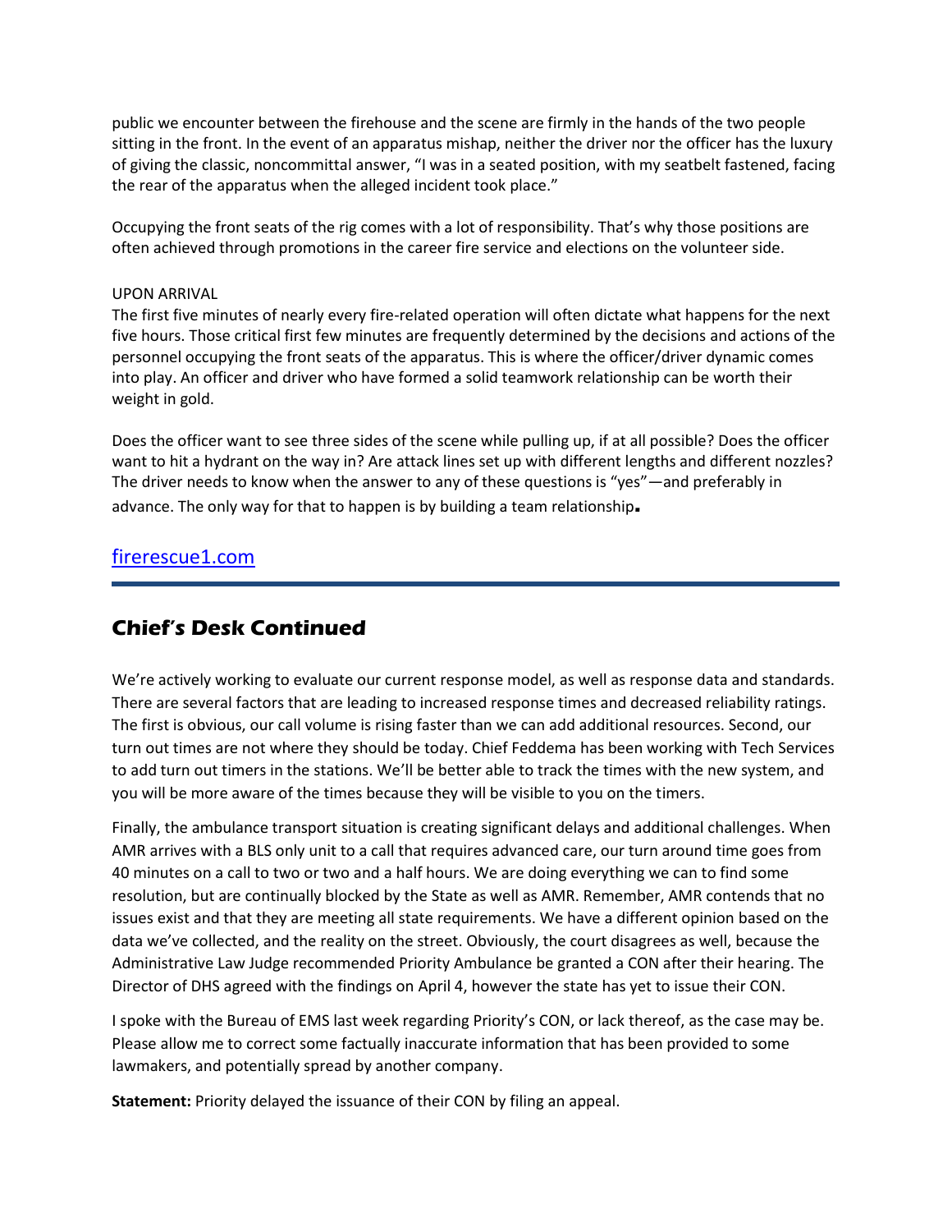public we encounter between the firehouse and the scene are firmly in the hands of the two people sitting in the front. In the event of an apparatus mishap, neither the driver nor the officer has the luxury of giving the classic, noncommittal answer, "I was in a seated position, with my seatbelt fastened, facing the rear of the apparatus when the alleged incident took place."

Occupying the front seats of the rig comes with a lot of responsibility. That's why those positions are often achieved through promotions in the career fire service and elections on the volunteer side.

UPON ARRIVAL

The first five minutes of nearly every fire-related operation will often dictate what happens for the next five hours. Those critical first few minutes are frequently determined by the decisions and actions of the personnel occupying the front seats of the apparatus. This is where the officer/driver dynamic comes into play. An officer and driver who have formed a solid teamwork relationship can be worth their weight in gold.

Does the officer want to see three sides of the scene while pulling up, if at all possible? Does the officer want to hit a hydrant on the way in? Are attack lines set up with different lengths and different nozzles? The driver needs to know when the answer to any of these questions is "yes"—and preferably in advance. The only way for that to happen is by building a team relationship.

[firerescue1.com](firerescue1.com)

---

## Chief's Desk Continued

We're actively working to evaluate our current response model, as well as response data and standards. There are several factors that are leading to increased response times and decreased reliability ratings. The first is obvious, our call volume is rising faster than we can add additional resources. Second, our turn out times are not where they should be today. Chief Feddema has been working with Tech Services to add turn out timers in the stations. We'll be better able to track the times with the new system, and you will be more aware of the times because they will be visible to you on the timers.

Finally, the ambulance transport situation is creating significant delays and additional challenges. When AMR arrives with a BLS only unit to a call that requires advanced care, our turn around time goes from 40 minutes on a call to two or two and a half hours. We are doing everything we can to find some resolution, but are continually blocked by the State as well as AMR. Remember, AMR contends that no issues exist and that they are meeting all state requirements. We have a different opinion based on the data we've collected, and the reality on the street. Obviously, the court disagrees as well, because the Administrative Law Judge recommended Priority Ambulance be granted a CON after their hearing. The Director of DHS agreed with the findings on April 4, however the state has yet to issue their CON.

I spoke with the Bureau of EMS last week regarding Priority's CON, or lack thereof, as the case may be. Please allow me to correct some factually inaccurate information that has been provided to some lawmakers, and potentially spread by another company.

**Statement:** Priority delayed the issuance of their CON by filing an appeal.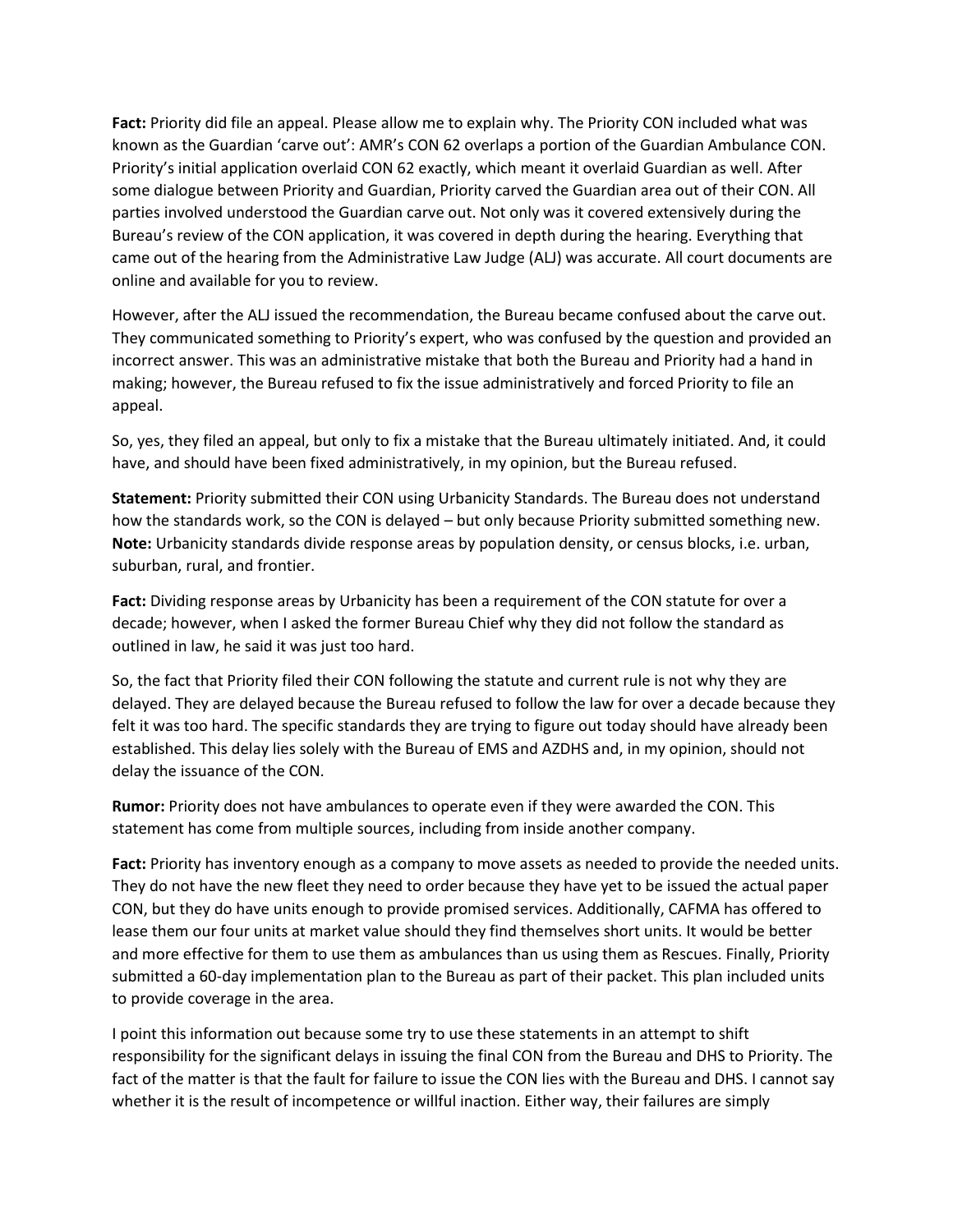**Fact:** Priority did file an appeal. Please allow me to explain why. The Priority CON included what was known as the Guardian 'carve out': AMR's CON 62 overlaps a portion of the Guardian Ambulance CON. Priority's initial application overlaid CON 62 exactly, which meant it overlaid Guardian as well. After some dialogue between Priority and Guardian, Priority carved the Guardian area out of their CON. All parties involved understood the Guardian carve out. Not only was it covered extensively during the Bureau's review of the CON application, it was covered in depth during the hearing. Everything that came out of the hearing from the Administrative Law Judge (ALJ) was accurate. All court documents are online and available for you to review.

However, after the ALJ issued the recommendation, the Bureau became confused about the carve out. They communicated something to Priority's expert, who was confused by the question and provided an incorrect answer. This was an administrative mistake that both the Bureau and Priority had a hand in making; however, the Bureau refused to fix the issue administratively and forced Priority to file an appeal.

So, yes, they filed an appeal, but only to fix a mistake that the Bureau ultimately initiated. And, it could have, and should have been fixed administratively, in my opinion, but the Bureau refused.

**Statement:** Priority submitted their CON using Urbanicity Standards. The Bureau does not understand how the standards work, so the CON is delayed – but only because Priority submitted something new. **Note:** Urbanicity standards divide response areas by population density, or census blocks, i.e. urban, suburban, rural, and frontier.

**Fact:** Dividing response areas by Urbanicity has been a requirement of the CON statute for over a decade; however, when I asked the former Bureau Chief why they did not follow the standard as outlined in law, he said it was just too hard.

So, the fact that Priority filed their CON following the statute and current rule is not why they are delayed. They are delayed because the Bureau refused to follow the law for over a decade because they felt it was too hard. The specific standards they are trying to figure out today should have already been established. This delay lies solely with the Bureau of EMS and AZDHS and, in my opinion, should not delay the issuance of the CON.

**Rumor:** Priority does not have ambulances to operate even if they were awarded the CON. This statement has come from multiple sources, including from inside another company.

**Fact:** Priority has inventory enough as a company to move assets as needed to provide the needed units. They do not have the new fleet they need to order because they have yet to be issued the actual paper CON, but they do have units enough to provide promised services. Additionally, CAFMA has offered to lease them our four units at market value should they find themselves short units. It would be better and more effective for them to use them as ambulances than us using them as Rescues. Finally, Priority submitted a 60-day implementation plan to the Bureau as part of their packet. This plan included units to provide coverage in the area.

I point this information out because some try to use these statements in an attempt to shift responsibility for the significant delays in issuing the final CON from the Bureau and DHS to Priority. The fact of the matter is that the fault for failure to issue the CON lies with the Bureau and DHS. I cannot say whether it is the result of incompetence or willful inaction. Either way, their failures are simply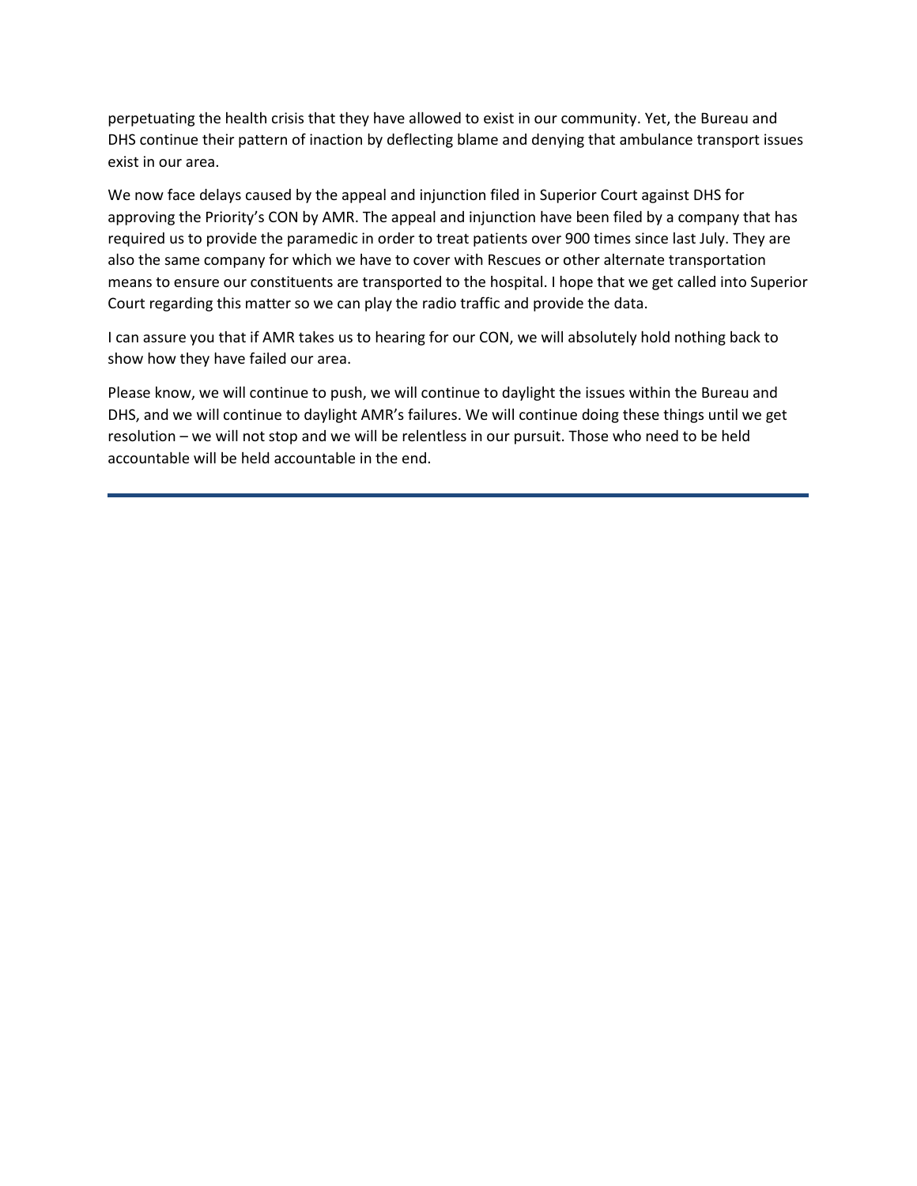perpetuating the health crisis that they have allowed to exist in our community. Yet, the Bureau and DHS continue their pattern of inaction by deflecting blame and denying that ambulance transport issues exist in our area.

We now face delays caused by the appeal and injunction filed in Superior Court against DHS for approving the Priority's CON by AMR. The appeal and injunction have been filed by a company that has required us to provide the paramedic in order to treat patients over 900 times since last July. They are also the same company for which we have to cover with Rescues or other alternate transportation means to ensure our constituents are transported to the hospital. I hope that we get called into Superior Court regarding this matter so we can play the radio traffic and provide the data.

I can assure you that if AMR takes us to hearing for our CON, we will absolutely hold nothing back to show how they have failed our area.

Please know, we will continue to push, we will continue to daylight the issues within the Bureau and DHS, and we will continue to daylight AMR's failures. We will continue doing these things until we get resolution – we will not stop and we will be relentless in our pursuit. Those who need to be held accountable will be held accountable in the end.